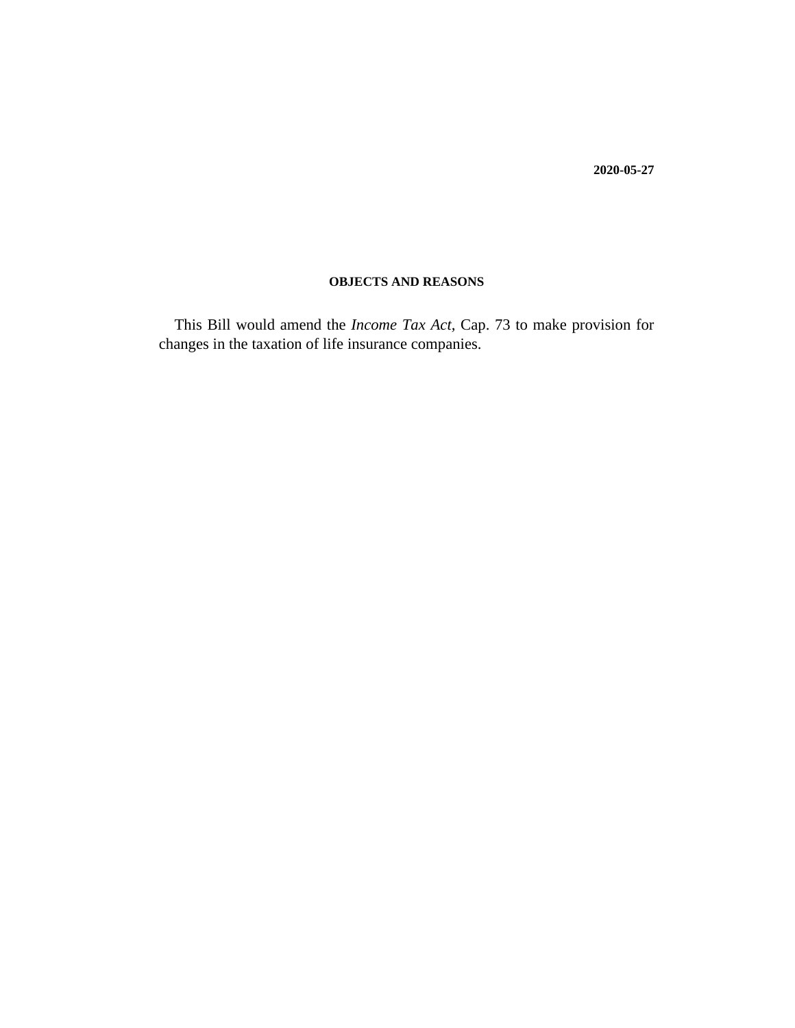**2020-05-27**

## OBJECTS AND REASONS

This Bill would amend the *Income Tax Act,* Cap. 73 to make provision for changes in the taxation of life insurance companies.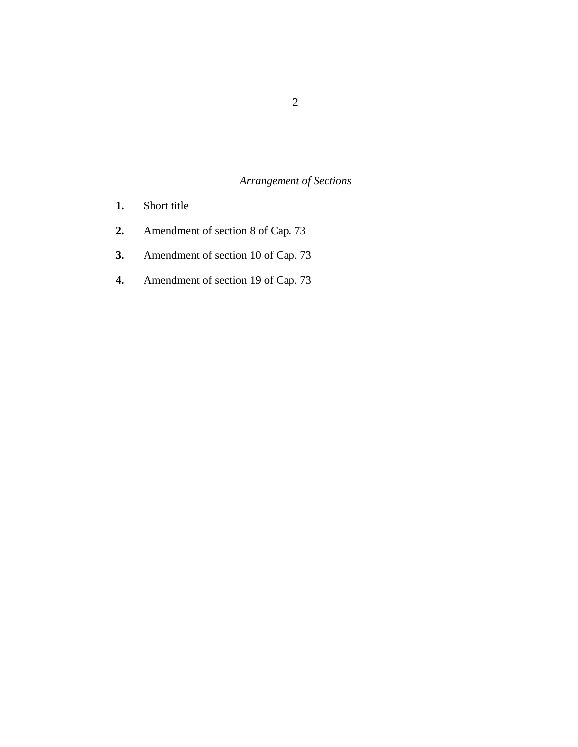*Arrangement of Sections*

**1.** Short title

**2.** Amendment of section 8 of Cap. 73

**3.** Amendment of section 10 of Cap. 73

**4.** Amendment of section 19 of Cap. 73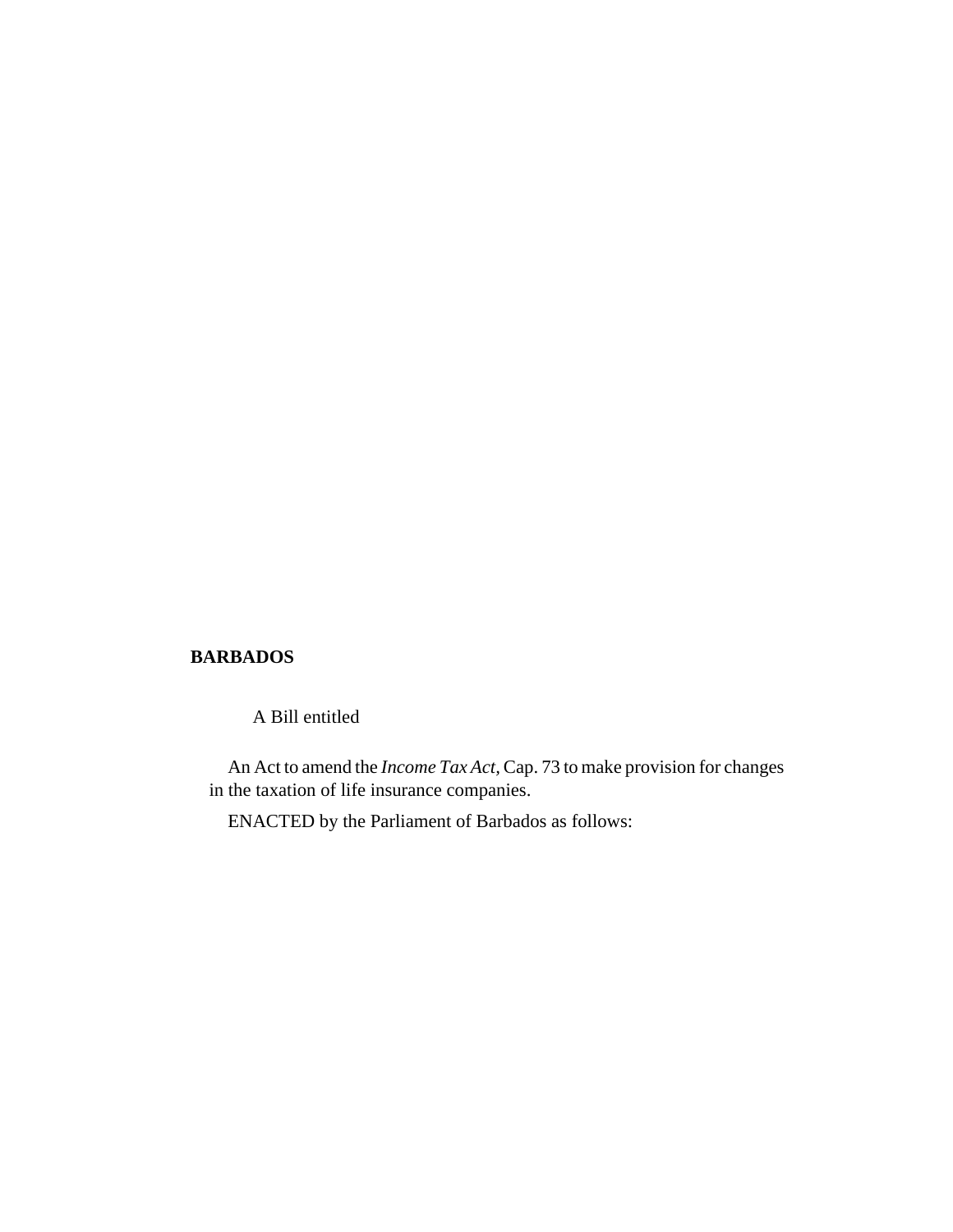**BARBADOS**

A Bill entitled

An Act to amend the *Income Tax Act*, Cap. 73 to make provision for changes in the taxation of life insurance companies.

ENACTED by the Parliament of Barbados as follows: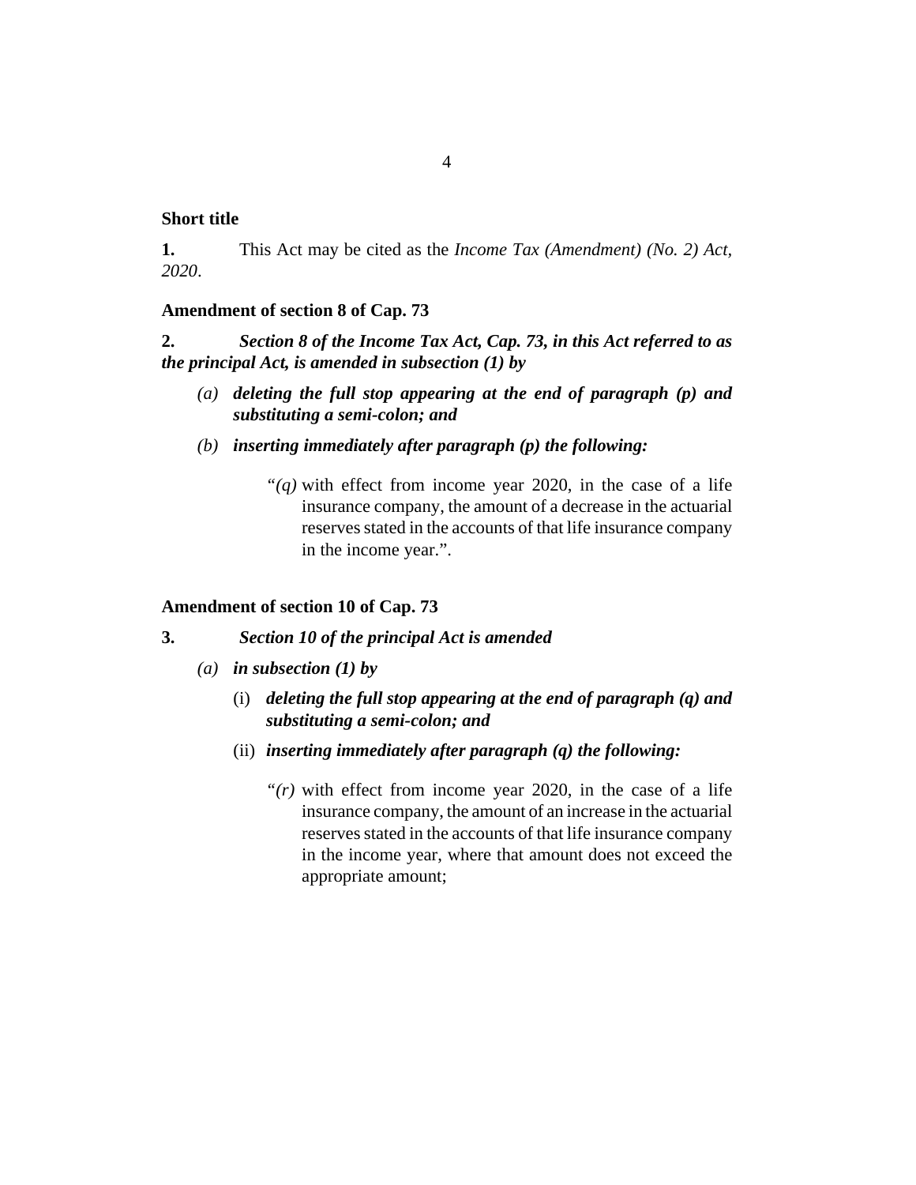**Short title**

**1.** This Act may be cited as the *Income Tax (Amendment) (No. 2) Act, 2020*.

**Amendment of section 8 of Cap. 73**

**2.** ***Section 8 of the Income Tax Act, Cap. 73, in this Act referred to as the principal Act, is amended in subsection (1) by***

*(a)* ***deleting the full stop appearing at the end of paragraph (p) and substituting a semi-colon; and***

*(b)* ***inserting immediately after paragraph (p) the following:***

> "*(q)* with effect from income year 2020, in the case of a life insurance company, the amount of a decrease in the actuarial reserves stated in the accounts of that life insurance company in the income year.".

**Amendment of section 10 of Cap. 73**

**3.** ***Section 10 of the principal Act is amended***

*(a)* ***in subsection (1) by***

(i) ***deleting the full stop appearing at the end of paragraph (q) and substituting a semi-colon; and***

(ii) ***inserting immediately after paragraph (q) the following:***

> "*(r)* with effect from income year 2020, in the case of a life insurance company, the amount of an increase in the actuarial reserves stated in the accounts of that life insurance company in the income year, where that amount does not exceed the appropriate amount;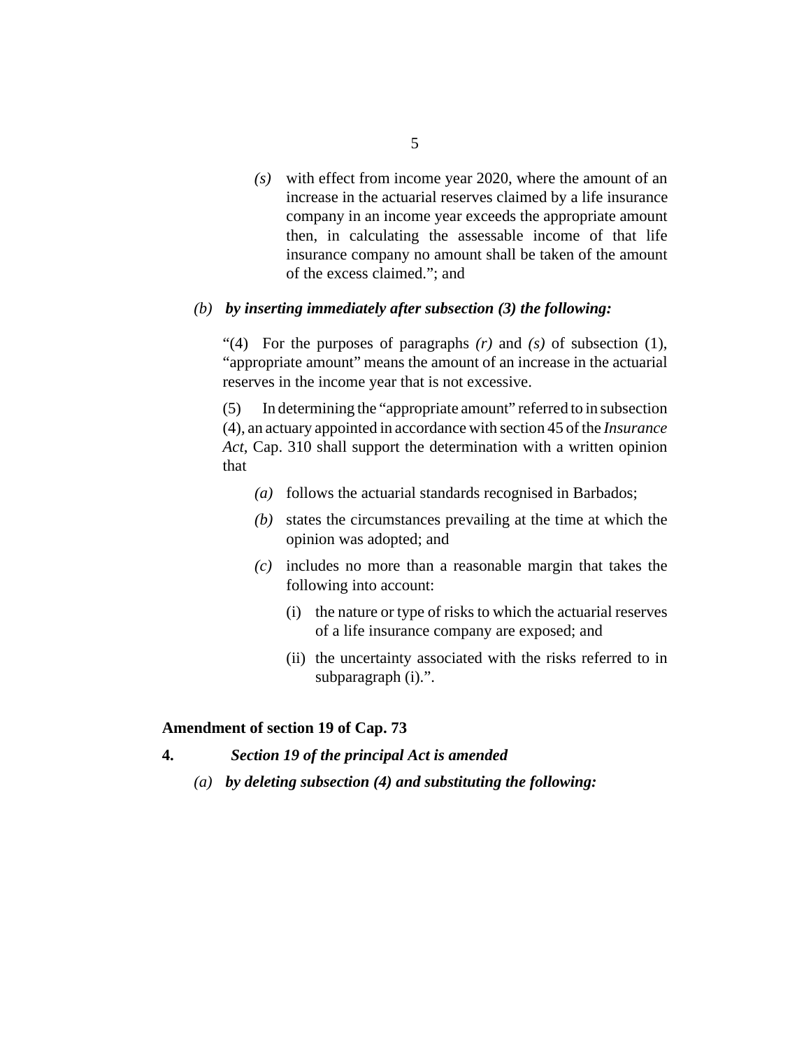*(s)* with effect from income year 2020, where the amount of an increase in the actuarial reserves claimed by a life insurance company in an income year exceeds the appropriate amount then, in calculating the assessable income of that life insurance company no amount shall be taken of the amount of the excess claimed."; and

*(b)* ***by inserting immediately after subsection (3) the following:***

"(4) For the purposes of paragraphs *(r)* and *(s)* of subsection (1), "appropriate amount" means the amount of an increase in the actuarial reserves in the income year that is not excessive.

(5) In determining the "appropriate amount" referred to in subsection (4), an actuary appointed in accordance with section 45 of the *Insurance Act*, Cap. 310 shall support the determination with a written opinion that

*(a)* follows the actuarial standards recognised in Barbados;

*(b)* states the circumstances prevailing at the time at which the opinion was adopted; and

*(c)* includes no more than a reasonable margin that takes the following into account:

(i) the nature or type of risks to which the actuarial reserves of a life insurance company are exposed; and

(ii) the uncertainty associated with the risks referred to in subparagraph (i).".

**Amendment of section 19 of Cap. 73**

**4.** ***Section 19 of the principal Act is amended***

*(a)* ***by deleting subsection (4) and substituting the following:***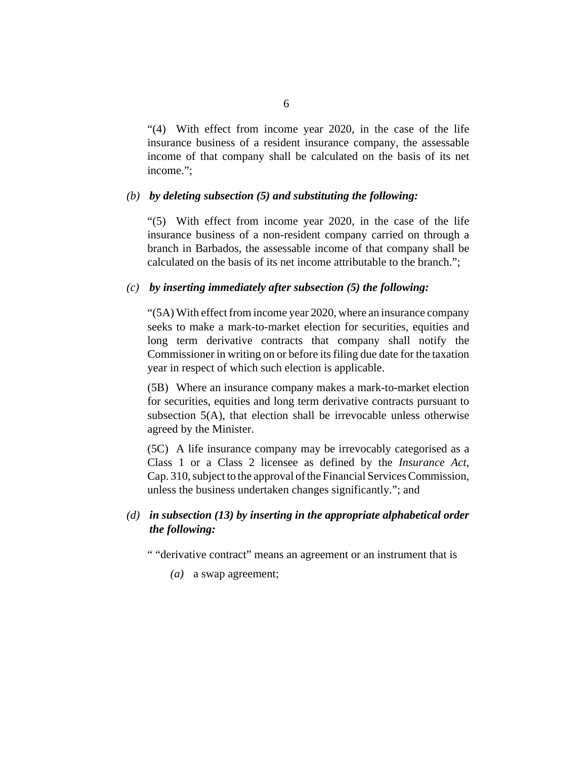"(4) With effect from income year 2020, in the case of the life insurance business of a resident insurance company, the assessable income of that company shall be calculated on the basis of its net income.";

*(b)* ***by deleting subsection (5) and substituting the following:***

"(5) With effect from income year 2020, in the case of the life insurance business of a non-resident company carried on through a branch in Barbados, the assessable income of that company shall be calculated on the basis of its net income attributable to the branch.";

*(c)* ***by inserting immediately after subsection (5) the following:***

"(5A) With effect from income year 2020, where an insurance company seeks to make a mark-to-market election for securities, equities and long term derivative contracts that company shall notify the Commissioner in writing on or before its filing due date for the taxation year in respect of which such election is applicable.

(5B) Where an insurance company makes a mark-to-market election for securities, equities and long term derivative contracts pursuant to subsection 5(A), that election shall be irrevocable unless otherwise agreed by the Minister.

(5C) A life insurance company may be irrevocably categorised as a Class 1 or a Class 2 licensee as defined by the *Insurance Act*, Cap. 310, subject to the approval of the Financial Services Commission, unless the business undertaken changes significantly."; and

*(d)* ***in subsection (13) by inserting in the appropriate alphabetical order the following:***

" "derivative contract" means an agreement or an instrument that is

*(a)* a swap agreement;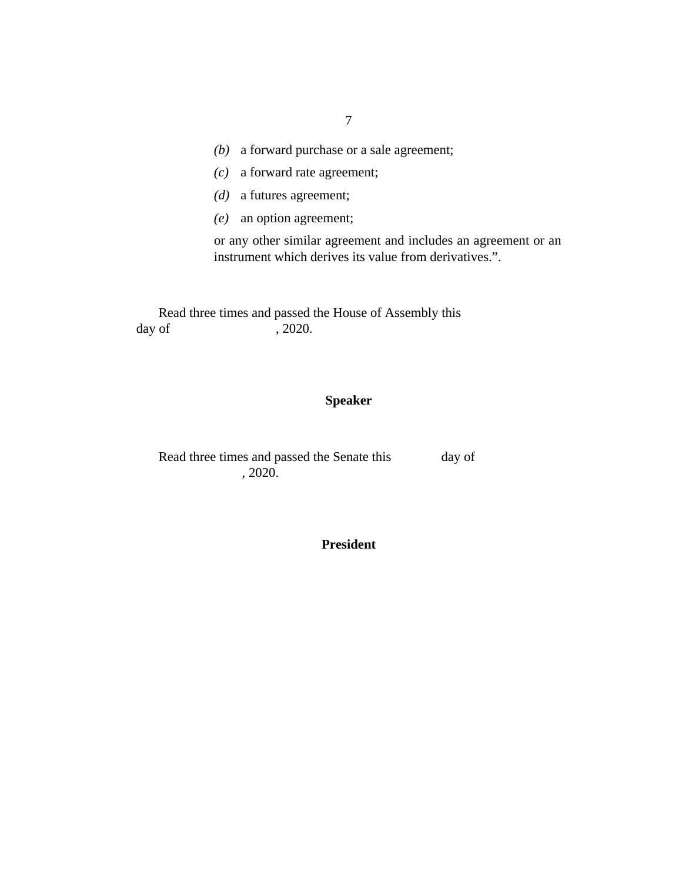*(b)* a forward purchase or a sale agreement;

*(c)* a forward rate agreement;

*(d)* a futures agreement;

*(e)* an option agreement;

or any other similar agreement and includes an agreement or an instrument which derives its value from derivatives.”.

Read three times and passed the House of Assembly this day of , 2020.

**Speaker**

Read three times and passed the Senate this day of , 2020.

**President**